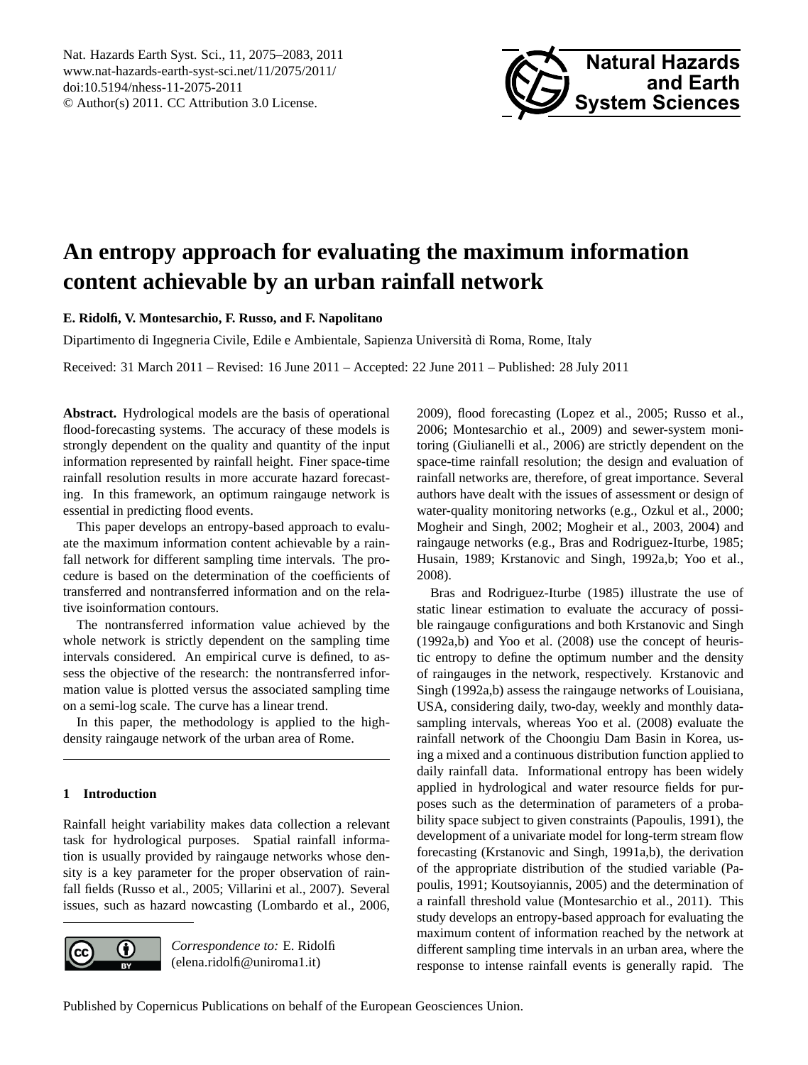# An entropy approach for evaluating the maximum information content achievable by an urban rainfall network

**E. Ridolfi, V. Montesarchio, F. Russo, and F. Napolitano**

Dipartimento di Ingegneria Civile, Edile e Ambientale, Sapienza Università di Roma, Rome, Italy

Received: 31 March 2011 – Revised: 16 June 2011 – Accepted: 22 June 2011 – Published: 28 July 2011

**Abstract.** Hydrological models are the basis of operational flood-forecasting systems. The accuracy of these models is strongly dependent on the quality and quantity of the input information represented by rainfall height. Finer space-time rainfall resolution results in more accurate hazard forecasting. In this framework, an optimum raingauge network is essential in predicting flood events.

This paper develops an entropy-based approach to evaluate the maximum information content achievable by a rainfall network for different sampling time intervals. The procedure is based on the determination of the coefficients of transferred and nontransferred information and on the relative isoinformation contours.

The nontransferred information value achieved by the whole network is strictly dependent on the sampling time intervals considered. An empirical curve is defined, to assess the objective of the research: the nontransferred information value is plotted versus the associated sampling time on a semi-log scale. The curve has a linear trend.

In this paper, the methodology is applied to the high-density raingauge network of the urban area of Rome.

## 1 Introduction

Rainfall height variability makes data collection a relevant task for hydrological purposes. Spatial rainfall information is usually provided by raingauge networks whose density is a key parameter for the proper observation of rainfall fields (Russo et al., 2005; Villarini et al., 2007). Several issues, such as hazard nowcasting (Lombardo et al., 2006, 2009), flood forecasting (Lopez et al., 2005; Russo et al., 2006; Montesarchio et al., 2009) and sewer-system monitoring (Giulianelli et al., 2006) are strictly dependent on the space-time rainfall resolution; the design and evaluation of rainfall networks are, therefore, of great importance. Several authors have dealt with the issues of assessment or design of water-quality monitoring networks (e.g., Ozkul et al., 2000; Mogheir and Singh, 2002; Mogheir et al., 2003, 2004) and raingauge networks (e.g., Bras and Rodriguez-Iturbe, 1985; Husain, 1989; Krstanovic and Singh, 1992a,b; Yoo et al., 2008).

Bras and Rodriguez-Iturbe (1985) illustrate the use of static linear estimation to evaluate the accuracy of possible raingauge configurations and both Krstanovic and Singh (1992a,b) and Yoo et al. (2008) use the concept of heuristic entropy to define the optimum number and the density of raingauges in the network, respectively. Krstanovic and Singh (1992a,b) assess the raingauge networks of Louisiana, USA, considering daily, two-day, weekly and monthly data-sampling intervals, whereas Yoo et al. (2008) evaluate the rainfall network of the Choongiu Dam Basin in Korea, using a mixed and a continuous distribution function applied to daily rainfall data. Informational entropy has been widely applied in hydrological and water resource fields for purposes such as the determination of parameters of a probability space subject to given constraints (Papoulis, 1991), the development of a univariate model for long-term stream flow forecasting (Krstanovic and Singh, 1991a,b), the derivation of the appropriate distribution of the studied variable (Papoulis, 1991; Koutsoyiannis, 2005) and the determination of a rainfall threshold value (Montesarchio et al., 2011). This study develops an entropy-based approach for evaluating the maximum content of information reached by the network at different sampling time intervals in an urban area, where the response to intense rainfall events is generally rapid. The

*Correspondence to:* E. Ridolfi (elena.ridolfi@uniroma1.it)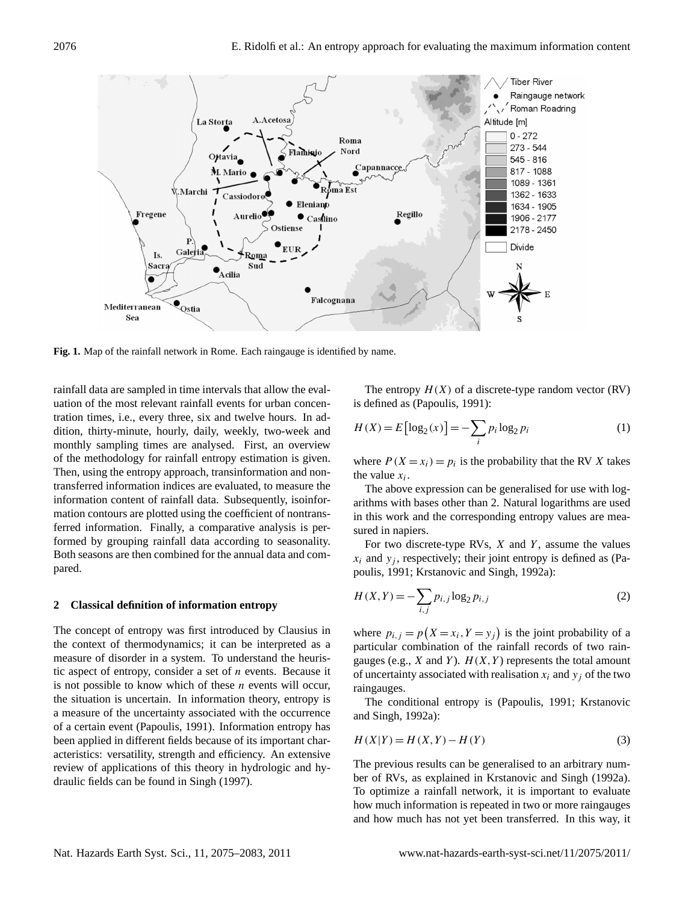**Fig. 1.** Map of the rainfall network in Rome. Each raingauge is identified by name.

rainfall data are sampled in time intervals that allow the evaluation of the most relevant rainfall events for urban concentration times, i.e., every three, six and twelve hours. In addition, thirty-minute, hourly, daily, weekly, two-week and monthly sampling times are analysed. First, an overview of the methodology for rainfall entropy estimation is given. Then, using the entropy approach, transinformation and non-transferred information indices are evaluated, to measure the information content of rainfall data. Subsequently, isoinformation contours are plotted using the coefficient of nontransferred information. Finally, a comparative analysis is performed by grouping rainfall data according to seasonality. Both seasons are then combined for the annual data and compared.

## 2 Classical definition of information entropy

The concept of entropy was first introduced by Clausius in the context of thermodynamics; it can be interpreted as a measure of disorder in a system. To understand the heuristic aspect of entropy, consider a set of $n$ events. Because it is not possible to know which of these $n$ events will occur, the situation is uncertain. In information theory, entropy is a measure of the uncertainty associated with the occurrence of a certain event (Papoulis, 1991). Information entropy has been applied in different fields because of its important characteristics: versatility, strength and efficiency. An extensive review of applications of this theory in hydrologic and hydraulic fields can be found in Singh (1997).

The entropy $H(X)$ of a discrete-type random vector (RV) is defined as (Papoulis, 1991):

$$H(X) = E\left[\log_2(x)\right] = -\sum_i p_i \log_2 p_i \tag{1}$$

where $P(X = x_i) = p_i$ is the probability that the RV $X$ takes the value $x_i$.

The above expression can be generalised for use with logarithms with bases other than 2. Natural logarithms are used in this work and the corresponding entropy values are measured in napiers.

For two discrete-type RVs, $X$ and $Y$, assume the values $x_i$ and $y_j$, respectively; their joint entropy is defined as (Papoulis, 1991; Krstanovic and Singh, 1992a):

$$H(X,Y) = -\sum_{i,j} p_{i,j} \log_2 p_{i,j} \tag{2}$$

where $p_{i,j} = p\left(X = x_i, Y = y_j\right)$ is the joint probability of a particular combination of the rainfall records of two raingauges (e.g., $X$ and $Y$). $H(X,Y)$ represents the total amount of uncertainty associated with realisation $x_i$ and $y_j$ of the two raingauges.

The conditional entropy is (Papoulis, 1991; Krstanovic and Singh, 1992a):

$$H(X|Y) = H(X,Y) - H(Y) \tag{3}$$

The previous results can be generalised to an arbitrary number of RVs, as explained in Krstanovic and Singh (1992a). To optimize a rainfall network, it is important to evaluate how much information is repeated in two or more raingauges and how much has not yet been transferred. In this way, it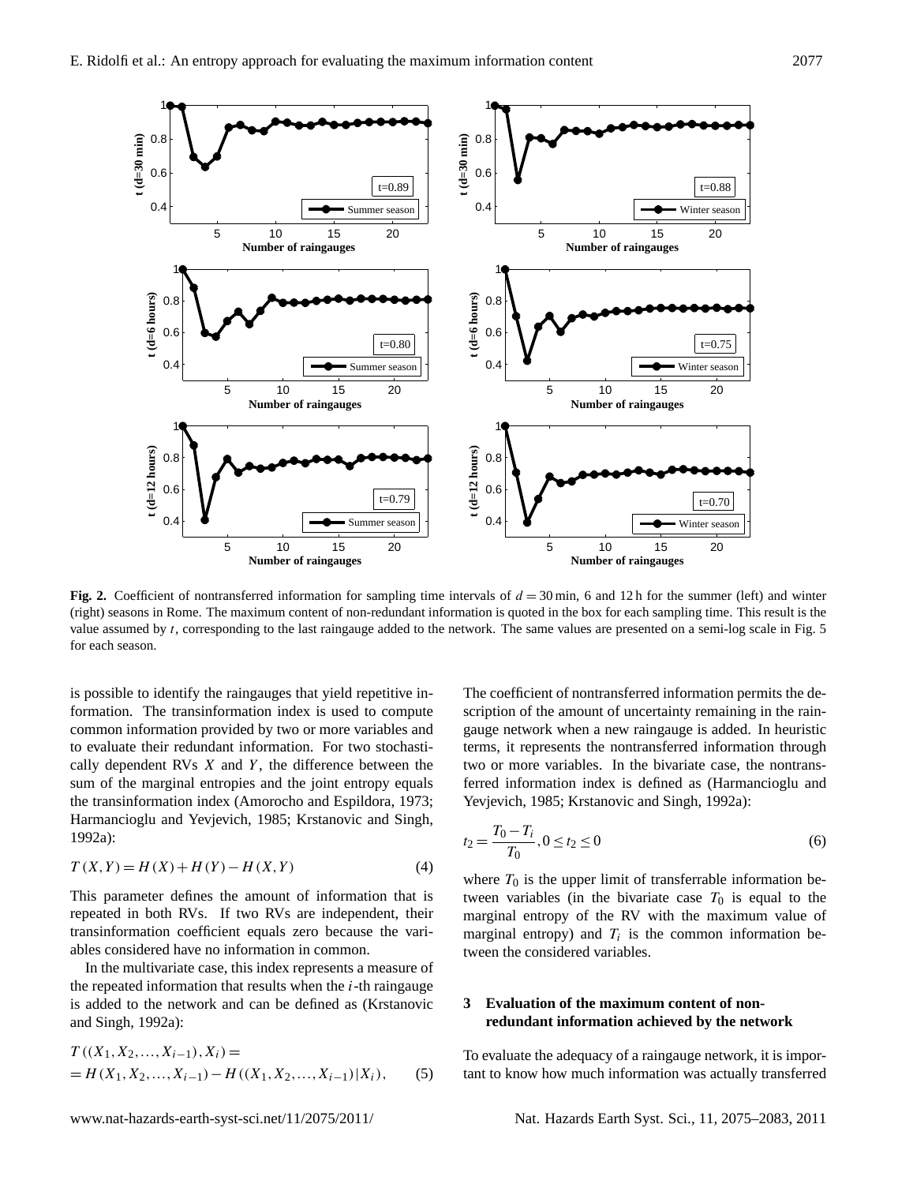**Fig. 2.** Coefficient of nontransferred information for sampling time intervals of $d = 30$ min, 6 and 12 h for the summer (left) and winter (right) seasons in Rome. The maximum content of non-redundant information is quoted in the box for each sampling time. This result is the value assumed by $t$, corresponding to the last raingauge added to the network. The same values are presented on a semi-log scale in Fig. 5 for each season.

is possible to identify the raingauges that yield repetitive information. The transinformation index is used to compute common information provided by two or more variables and to evaluate their redundant information. For two stochastically dependent RVs $X$ and $Y$, the difference between the sum of the marginal entropies and the joint entropy equals the transinformation index (Amorocho and Espildora, 1973; Harmancioglu and Yevjevich, 1985; Krstanovic and Singh, 1992a):

$$T(X,Y) = H(X) + H(Y) - H(X,Y) \tag{4}$$

This parameter defines the amount of information that is repeated in both RVs. If two RVs are independent, their transinformation coefficient equals zero because the variables considered have no information in common.

In the multivariate case, this index represents a measure of the repeated information that results when the $i$-th raingauge is added to the network and can be defined as (Krstanovic and Singh, 1992a):

$$T((X_1, X_2, \ldots, X_{i-1}), X_i) = \\ = H(X_1, X_2, \ldots, X_{i-1}) - H((X_1, X_2, \ldots, X_{i-1})|X_i), \tag{5}$$

The coefficient of nontransferred information permits the description of the amount of uncertainty remaining in the raingauge network when a new raingauge is added. In heuristic terms, it represents the nontransferred information through two or more variables. In the bivariate case, the nontransferred information index is defined as (Harmancioglu and Yevjevich, 1985; Krstanovic and Singh, 1992a):

$$t_2 = \frac{T_0 - T_i}{T_0}, 0 \leq t_2 \leq 0 \tag{6}$$

where $T_0$ is the upper limit of transferrable information between variables (in the bivariate case $T_0$ is equal to the marginal entropy of the RV with the maximum value of marginal entropy) and $T_i$ is the common information between the considered variables.

## 3 Evaluation of the maximum content of non-redundant information achieved by the network

To evaluate the adequacy of a raingauge network, it is important to know how much information was actually transferred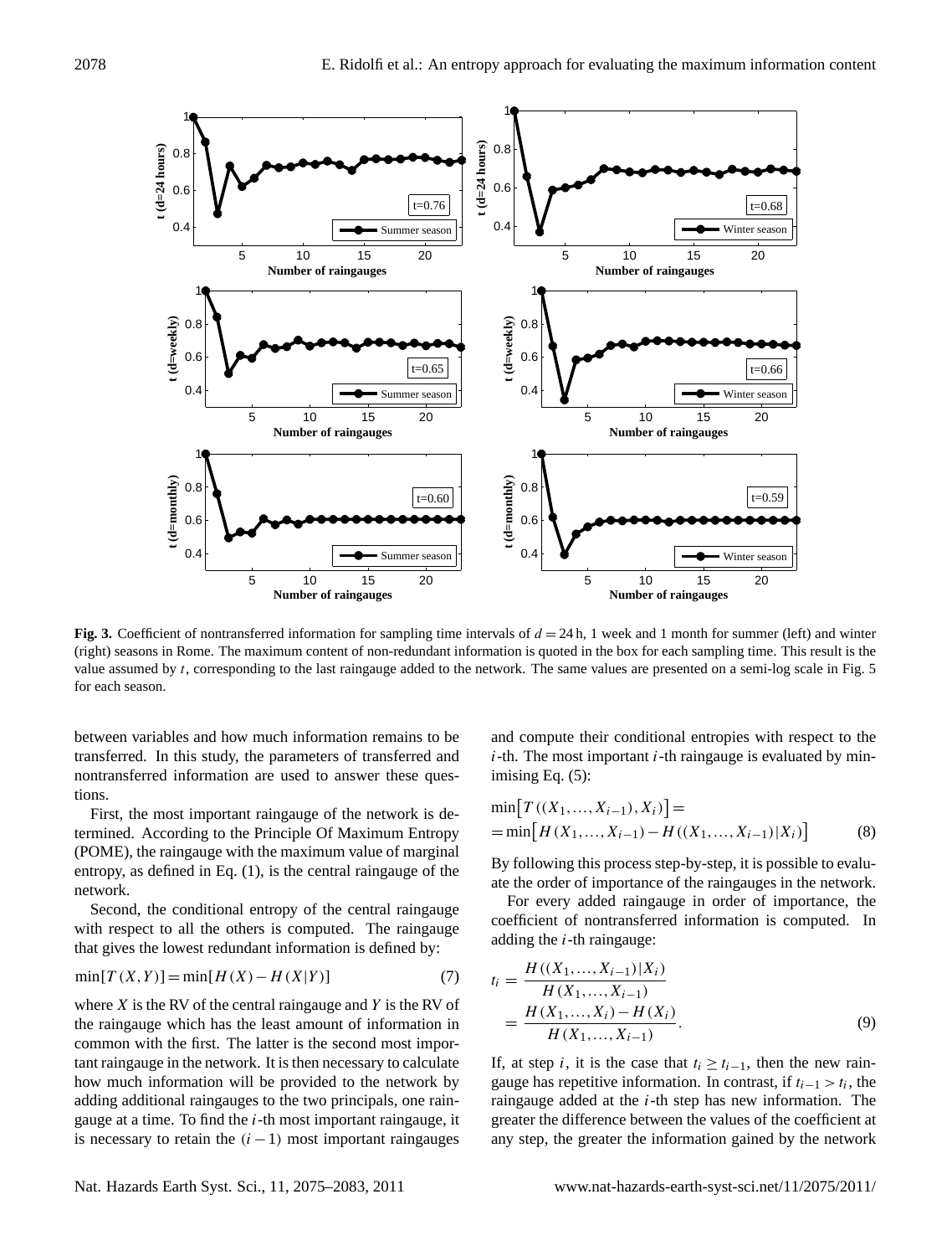**Fig. 3.** Coefficient of nontransferred information for sampling time intervals of $d = 24$ h, 1 week and 1 month for summer (left) and winter (right) seasons in Rome. The maximum content of non-redundant information is quoted in the box for each sampling time. This result is the value assumed by $t$, corresponding to the last raingauge added to the network. The same values are presented on a semi-log scale in Fig. 5 for each season.

between variables and how much information remains to be transferred. In this study, the parameters of transferred and nontransferred information are used to answer these questions.

First, the most important raingauge of the network is determined. According to the Principle Of Maximum Entropy (POME), the raingauge with the maximum value of marginal entropy, as defined in Eq. (1), is the central raingauge of the network.

Second, the conditional entropy of the central raingauge with respect to all the others is computed. The raingauge that gives the lowest redundant information is defined by:

$$\min[T(X,Y)] = \min[H(X) - H(X|Y)] \tag{7}$$

where $X$ is the RV of the central raingauge and $Y$ is the RV of the raingauge which has the least amount of information in common with the first. The latter is the second most important raingauge in the network. It is then necessary to calculate how much information will be provided to the network by adding additional raingauges to the two principals, one raingauge at a time. To find the $i$-th most important raingauge, it is necessary to retain the $(i-1)$ most important raingauges and compute their conditional entropies with respect to the $i$-th. The most important $i$-th raingauge is evaluated by minimising Eq. (5):

$$\begin{aligned} &\min\left[T\left((X_1,\ldots,X_{i-1}),X_i\right)\right] = \\ &= \min\left[H\left(X_1,\ldots,X_{i-1}\right) - H\left((X_1,\ldots,X_{i-1})|X_i\right)\right] \end{aligned} \tag{8}$$

By following this process step-by-step, it is possible to evaluate the order of importance of the raingauges in the network.

For every added raingauge in order of importance, the coefficient of nontransferred information is computed. In adding the $i$-th raingauge:

$$\begin{aligned} t_i &= \frac{H\left((X_1,\ldots,X_{i-1})|X_i\right)}{H\left(X_1,\ldots,X_{i-1}\right)} \\ &= \frac{H\left(X_1,\ldots,X_i\right) - H\left(X_i\right)}{H\left(X_1,\ldots,X_{i-1}\right)}. \end{aligned} \tag{9}$$

If, at step $i$, it is the case that $t_i \geq t_{i-1}$, then the new raingauge has repetitive information. In contrast, if $t_{i-1} > t_i$, the raingauge added at the $i$-th step has new information. The greater the difference between the values of the coefficient at any step, the greater the information gained by the network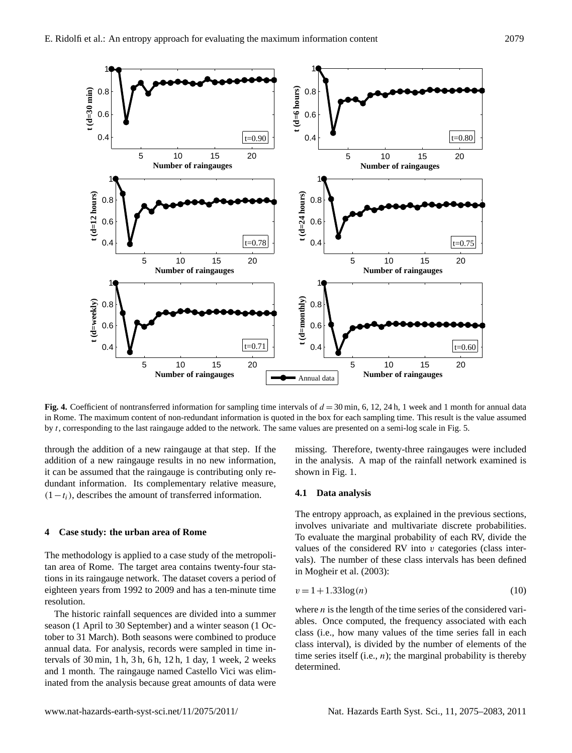**Fig. 4.** Coefficient of nontransferred information for sampling time intervals of $d = 30$ min, 6, 12, 24 h, 1 week and 1 month for annual data in Rome. The maximum content of non-redundant information is quoted in the box for each sampling time. This result is the value assumed by $t$, corresponding to the last raingauge added to the network. The same values are presented on a semi-log scale in Fig. 5.

through the addition of a new raingauge at that step. If the addition of a new raingauge results in no new information, it can be assumed that the raingauge is contributing only redundant information. Its complementary relative measure, $(1-t_i)$, describes the amount of transferred information.

## 4 Case study: the urban area of Rome

The methodology is applied to a case study of the metropolitan area of Rome. The target area contains twenty-four stations in its raingauge network. The dataset covers a period of eighteen years from 1992 to 2009 and has a ten-minute time resolution.

The historic rainfall sequences are divided into a summer season (1 April to 30 September) and a winter season (1 October to 31 March). Both seasons were combined to produce annual data. For analysis, records were sampled in time intervals of 30 min, 1 h, 3 h, 6 h, 12 h, 1 day, 1 week, 2 weeks and 1 month. The raingauge named Castello Vici was eliminated from the analysis because great amounts of data were missing. Therefore, twenty-three raingauges were included in the analysis. A map of the rainfall network examined is shown in Fig. 1.

### 4.1 Data analysis

The entropy approach, as explained in the previous sections, involves univariate and multivariate discrete probabilities. To evaluate the marginal probability of each RV, divide the values of the considered RV into $v$ categories (class intervals). The number of these class intervals has been defined in Mogheir et al. (2003):

$$v = 1 + 1.33\log(n) \tag{10}$$

where $n$ is the length of the time series of the considered variables. Once computed, the frequency associated with each class (i.e., how many values of the time series fall in each class interval), is divided by the number of elements of the time series itself (i.e., $n$); the marginal probability is thereby determined.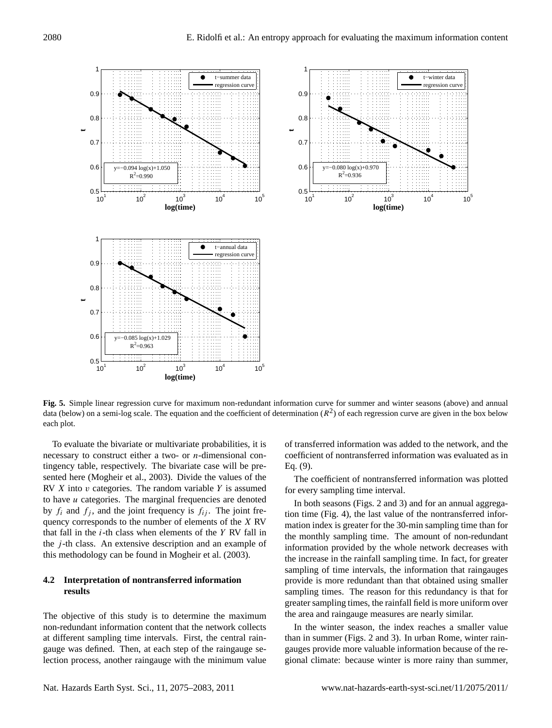**Fig. 5.** Simple linear regression curve for maximum non-redundant information curve for summer and winter seasons (above) and annual data (below) on a semi-log scale. The equation and the coefficient of determination ($R^2$) of each regression curve are given in the box below each plot.

To evaluate the bivariate or multivariate probabilities, it is necessary to construct either a two- or $n$-dimensional contingency table, respectively. The bivariate case will be presented here (Mogheir et al., 2003). Divide the values of the RV $X$ into $v$ categories. The random variable $Y$ is assumed to have $u$ categories. The marginal frequencies are denoted by $f_i$ and $f_j$, and the joint frequency is $f_{ij}$. The joint frequency corresponds to the number of elements of the $X$ RV that fall in the $i$-th class when elements of the $Y$ RV fall in the $j$-th class. An extensive description and an example of this methodology can be found in Mogheir et al. (2003).

### 4.2 Interpretation of nontransferred information results

The objective of this study is to determine the maximum non-redundant information content that the network collects at different sampling time intervals. First, the central raingauge was defined. Then, at each step of the raingauge selection process, another raingauge with the minimum value of transferred information was added to the network, and the coefficient of nontransferred information was evaluated as in Eq. (9).

The coefficient of nontransferred information was plotted for every sampling time interval.

In both seasons (Figs. 2 and 3) and for an annual aggregation time (Fig. 4), the last value of the nontransferred information index is greater for the 30-min sampling time than for the monthly sampling time. The amount of non-redundant information provided by the whole network decreases with the increase in the rainfall sampling time. In fact, for greater sampling of time intervals, the information that raingauges provide is more redundant than that obtained using smaller sampling times. The reason for this redundancy is that for greater sampling times, the rainfall field is more uniform over the area and raingauge measures are nearly similar.

In the winter season, the index reaches a smaller value than in summer (Figs. 2 and 3). In urban Rome, winter raingauges provide more valuable information because of the regional climate: because winter is more rainy than summer,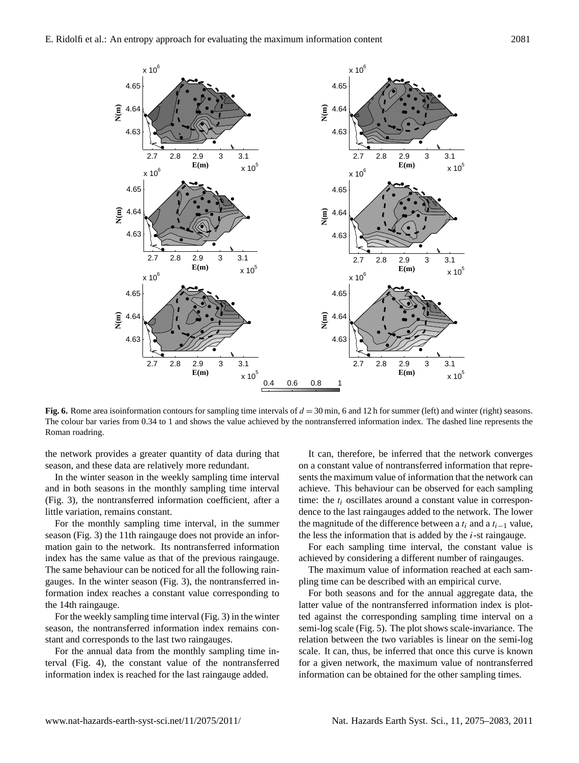**Fig. 6.** Rome area isoinformation contours for sampling time intervals of $d = 30$ min, 6 and 12 h for summer (left) and winter (right) seasons. The colour bar varies from 0.34 to 1 and shows the value achieved by the nontransferred information index. The dashed line represents the Roman roadring.

the network provides a greater quantity of data during that season, and these data are relatively more redundant.

In the winter season in the weekly sampling time interval and in both seasons in the monthly sampling time interval (Fig. 3), the nontransferred information coefficient, after a little variation, remains constant.

For the monthly sampling time interval, in the summer season (Fig. 3) the 11th raingauge does not provide an information gain to the network. Its nontransferred information index has the same value as that of the previous raingauge. The same behaviour can be noticed for all the following raingauges. In the winter season (Fig. 3), the nontransferred information index reaches a constant value corresponding to the 14th raingauge.

For the weekly sampling time interval (Fig. 3) in the winter season, the nontransferred information index remains constant and corresponds to the last two raingauges.

For the annual data from the monthly sampling time interval (Fig. 4), the constant value of the nontransferred information index is reached for the last raingauge added.

It can, therefore, be inferred that the network converges on a constant value of nontransferred information that represents the maximum value of information that the network can achieve. This behaviour can be observed for each sampling time: the $t_i$ oscillates around a constant value in correspondence to the last raingauges added to the network. The lower the magnitude of the difference between a $t_i$ and a $t_{i-1}$ value, the less the information that is added by the $i$-st raingauge.

For each sampling time interval, the constant value is achieved by considering a different number of raingauges.

The maximum value of information reached at each sampling time can be described with an empirical curve.

For both seasons and for the annual aggregate data, the latter value of the nontransferred information index is plotted against the corresponding sampling time interval on a semi-log scale (Fig. 5). The plot shows scale-invariance. The relation between the two variables is linear on the semi-log scale. It can, thus, be inferred that once this curve is known for a given network, the maximum value of nontransferred information can be obtained for the other sampling times.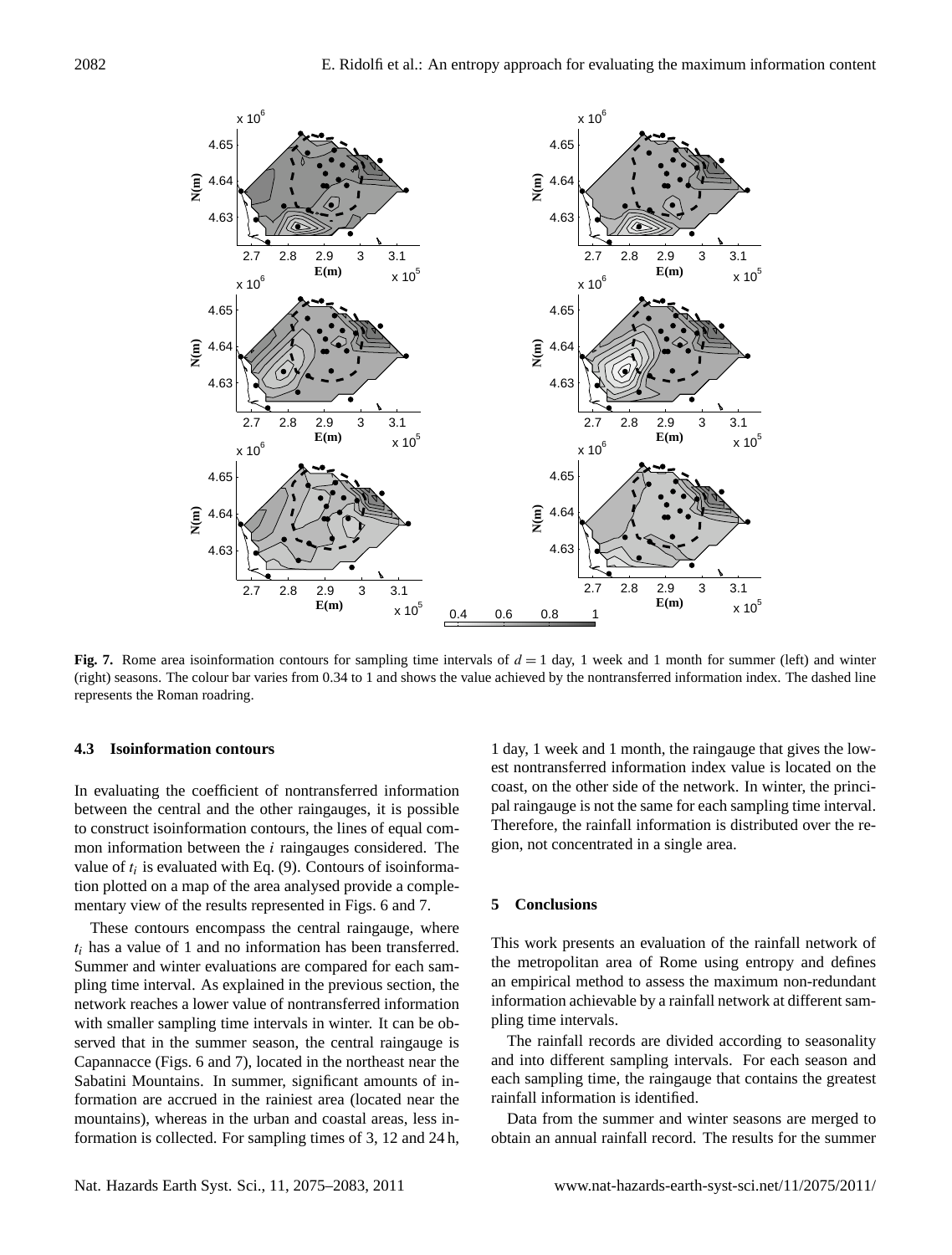**Fig. 7.** Rome area isoinformation contours for sampling time intervals of $d = 1$ day, 1 week and 1 month for summer (left) and winter (right) seasons. The colour bar varies from 0.34 to 1 and shows the value achieved by the nontransferred information index. The dashed line represents the Roman roadring.

### 4.3 Isoinformation contours

In evaluating the coefficient of nontransferred information between the central and the other raingauges, it is possible to construct isoinformation contours, the lines of equal common information between the $i$ raingauges considered. The value of $t_i$ is evaluated with Eq. (9). Contours of isoinformation plotted on a map of the area analysed provide a complementary view of the results represented in Figs. 6 and 7.

These contours encompass the central raingauge, where $t_i$ has a value of 1 and no information has been transferred. Summer and winter evaluations are compared for each sampling time interval. As explained in the previous section, the network reaches a lower value of nontransferred information with smaller sampling time intervals in winter. It can be observed that in the summer season, the central raingauge is Capannacce (Figs. 6 and 7), located in the northeast near the Sabatini Mountains. In summer, significant amounts of information are accrued in the rainiest area (located near the mountains), whereas in the urban and coastal areas, less information is collected. For sampling times of 3, 12 and 24 h, 1 day, 1 week and 1 month, the raingauge that gives the lowest nontransferred information index value is located on the coast, on the other side of the network. In winter, the principal raingauge is not the same for each sampling time interval. Therefore, the rainfall information is distributed over the region, not concentrated in a single area.

## 5 Conclusions

This work presents an evaluation of the rainfall network of the metropolitan area of Rome using entropy and defines an empirical method to assess the maximum non-redundant information achievable by a rainfall network at different sampling time intervals.

The rainfall records are divided according to seasonality and into different sampling intervals. For each season and each sampling time, the raingauge that contains the greatest rainfall information is identified.

Data from the summer and winter seasons are merged to obtain an annual rainfall record. The results for the summer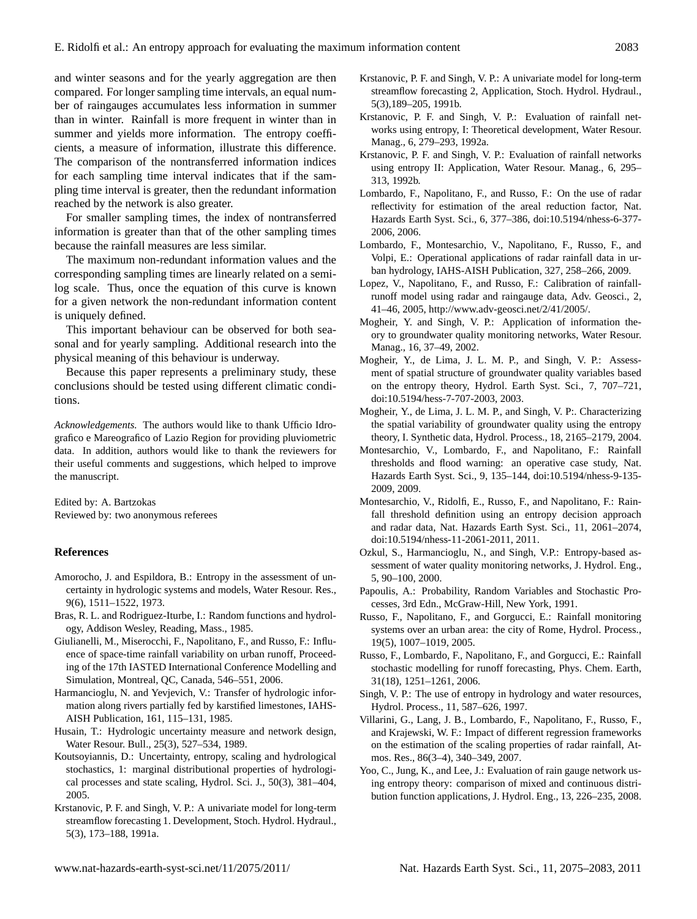and winter seasons and for the yearly aggregation are then compared. For longer sampling time intervals, an equal number of raingauges accumulates less information in summer than in winter. Rainfall is more frequent in winter than in summer and yields more information. The entropy coefficients, a measure of information, illustrate this difference. The comparison of the nontransferred information indices for each sampling time interval indicates that if the sampling time interval is greater, then the redundant information reached by the network is also greater.

For smaller sampling times, the index of nontransferred information is greater than that of the other sampling times because the rainfall measures are less similar.

The maximum non-redundant information values and the corresponding sampling times are linearly related on a semilog scale. Thus, once the equation of this curve is known for a given network the non-redundant information content is uniquely defined.

This important behaviour can be observed for both seasonal and for yearly sampling. Additional research into the physical meaning of this behaviour is underway.

Because this paper represents a preliminary study, these conclusions should be tested using different climatic conditions.

*Acknowledgements.* The authors would like to thank Ufficio Idrografico e Mareografico of Lazio Region for providing pluviometric data. In addition, authors would like to thank the reviewers for their useful comments and suggestions, which helped to improve the manuscript.

Edited by: A. Bartzokas
Reviewed by: two anonymous referees

## References

Amorocho, J. and Espildora, B.: Entropy in the assessment of uncertainty in hydrologic systems and models, Water Resour. Res., 9(6), 1511–1522, 1973.

Bras, R. L. and Rodriguez-Iturbe, I.: Random functions and hydrology, Addison Wesley, Reading, Mass., 1985.

Giulianelli, M., Miserocchi, F., Napolitano, F., and Russo, F.: Influence of space-time rainfall variability on urban runoff, Proceeding of the 17th IASTED International Conference Modelling and Simulation, Montreal, QC, Canada, 546–551, 2006.

Harmancioglu, N. and Yevjevich, V.: Transfer of hydrologic information along rivers partially fed by karstified limestones, IAHS-AISH Publication, 161, 115–131, 1985.

Husain, T.: Hydrologic uncertainty measure and network design, Water Resour. Bull., 25(3), 527–534, 1989.

Koutsoyiannis, D.: Uncertainty, entropy, scaling and hydrological stochastics, 1: marginal distributional properties of hydrological processes and state scaling, Hydrol. Sci. J., 50(3), 381–404, 2005.

Krstanovic, P. F. and Singh, V. P.: A univariate model for long-term streamflow forecasting 1. Development, Stoch. Hydrol. Hydraul., 5(3), 173–188, 1991a.

Krstanovic, P. F. and Singh, V. P.: A univariate model for long-term streamflow forecasting 2, Application, Stoch. Hydrol. Hydraul., 5(3),189–205, 1991b.

Krstanovic, P. F. and Singh, V. P.: Evaluation of rainfall networks using entropy, I: Theoretical development, Water Resour. Manag., 6, 279–293, 1992a.

Krstanovic, P. F. and Singh, V. P.: Evaluation of rainfall networks using entropy II: Application, Water Resour. Manag., 6, 295–313, 1992b.

Lombardo, F., Napolitano, F., and Russo, F.: On the use of radar reflectivity for estimation of the areal reduction factor, Nat. Hazards Earth Syst. Sci., 6, 377–386, doi:10.5194/nhess-6-377-2006, 2006.

Lombardo, F., Montesarchio, V., Napolitano, F., Russo, F., and Volpi, E.: Operational applications of radar rainfall data in urban hydrology, IAHS-AISH Publication, 327, 258–266, 2009.

Lopez, V., Napolitano, F., and Russo, F.: Calibration of rainfall-runoff model using radar and raingauge data, Adv. Geosci., 2, 41–46, 2005, http://www.adv-geosci.net/2/41/2005/.

Mogheir, Y. and Singh, V. P.: Application of information theory to groundwater quality monitoring networks, Water Resour. Manag., 16, 37–49, 2002.

Mogheir, Y., de Lima, J. L. M. P., and Singh, V. P.: Assessment of spatial structure of groundwater quality variables based on the entropy theory, Hydrol. Earth Syst. Sci., 7, 707–721, doi:10.5194/hess-7-707-2003, 2003.

Mogheir, Y., de Lima, J. L. M. P., and Singh, V. P:. Characterizing the spatial variability of groundwater quality using the entropy theory, I. Synthetic data, Hydrol. Process., 18, 2165–2179, 2004.

Montesarchio, V., Lombardo, F., and Napolitano, F.: Rainfall thresholds and flood warning: an operative case study, Nat. Hazards Earth Syst. Sci., 9, 135–144, doi:10.5194/nhess-9-135-2009, 2009.

Montesarchio, V., Ridolfi, E., Russo, F., and Napolitano, F.: Rainfall threshold definition using an entropy decision approach and radar data, Nat. Hazards Earth Syst. Sci., 11, 2061–2074, doi:10.5194/nhess-11-2061-2011, 2011.

Ozkul, S., Harmancioglu, N., and Singh, V.P.: Entropy-based assessment of water quality monitoring networks, J. Hydrol. Eng., 5, 90–100, 2000.

Papoulis, A.: Probability, Random Variables and Stochastic Processes, 3rd Edn., McGraw-Hill, New York, 1991.

Russo, F., Napolitano, F., and Gorgucci, E.: Rainfall monitoring systems over an urban area: the city of Rome, Hydrol. Process., 19(5), 1007–1019, 2005.

Russo, F., Lombardo, F., Napolitano, F., and Gorgucci, E.: Rainfall stochastic modelling for runoff forecasting, Phys. Chem. Earth, 31(18), 1251–1261, 2006.

Singh, V. P.: The use of entropy in hydrology and water resources, Hydrol. Process., 11, 587–626, 1997.

Villarini, G., Lang, J. B., Lombardo, F., Napolitano, F., Russo, F., and Krajewski, W. F.: Impact of different regression frameworks on the estimation of the scaling properties of radar rainfall, Atmos. Res., 86(3–4), 340–349, 2007.

Yoo, C., Jung, K., and Lee, J.: Evaluation of rain gauge network using entropy theory: comparison of mixed and continuous distribution function applications, J. Hydrol. Eng., 13, 226–235, 2008.